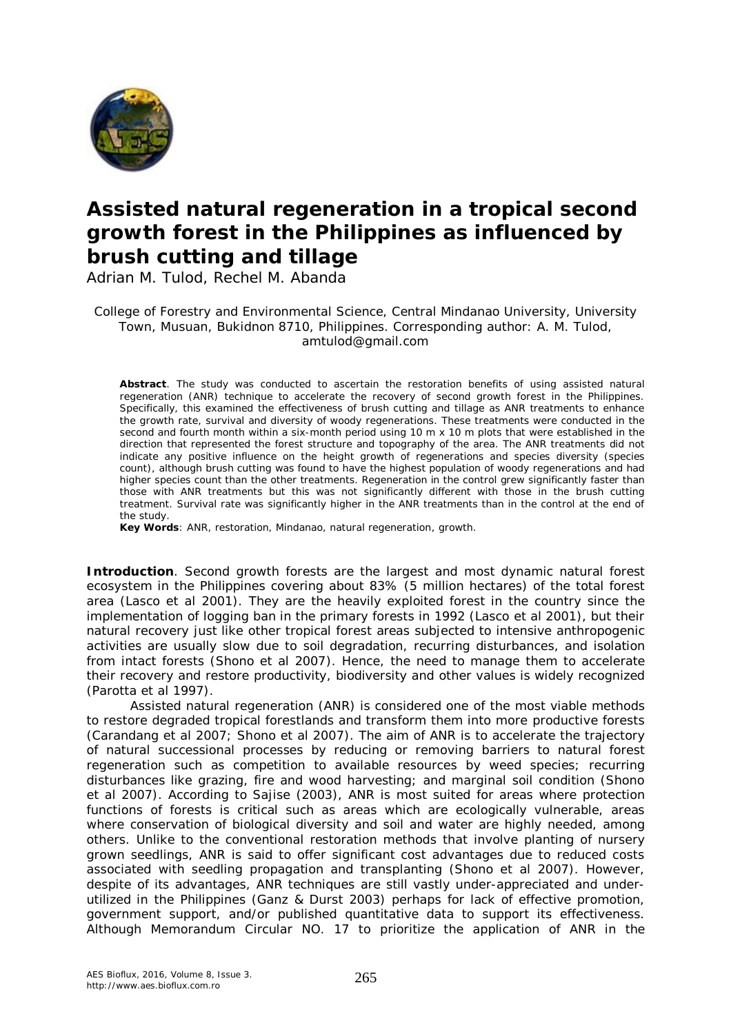# Assisted natural regeneration in a tropical second growth forest in the Philippines as influenced by brush cutting and tillage

Adrian M. Tulod, Rechel M. Abanda

College of Forestry and Environmental Science, Central Mindanao University, University Town, Musuan, Bukidnon 8710, Philippines. Corresponding author: A. M. Tulod, amtulod@gmail.com

**Abstract**. The study was conducted to ascertain the restoration benefits of using assisted natural regeneration (ANR) technique to accelerate the recovery of second growth forest in the Philippines. Specifically, this examined the effectiveness of brush cutting and tillage as ANR treatments to enhance the growth rate, survival and diversity of woody regenerations. These treatments were conducted in the second and fourth month within a six-month period using 10 m x 10 m plots that were established in the direction that represented the forest structure and topography of the area. The ANR treatments did not indicate any positive influence on the height growth of regenerations and species diversity (species count), although brush cutting was found to have the highest population of woody regenerations and had higher species count than the other treatments. Regeneration in the control grew significantly faster than those with ANR treatments but this was not significantly different with those in the brush cutting treatment. Survival rate was significantly higher in the ANR treatments than in the control at the end of the study.

**Key Words**: ANR, restoration, Mindanao, natural regeneration, growth.

**Introduction**. Second growth forests are the largest and most dynamic natural forest ecosystem in the Philippines covering about 83% (5 million hectares) of the total forest area (Lasco et al 2001). They are the heavily exploited forest in the country since the implementation of logging ban in the primary forests in 1992 (Lasco et al 2001), but their natural recovery just like other tropical forest areas subjected to intensive anthropogenic activities are usually slow due to soil degradation, recurring disturbances, and isolation from intact forests (Shono et al 2007). Hence, the need to manage them to accelerate their recovery and restore productivity, biodiversity and other values is widely recognized (Parotta et al 1997).

Assisted natural regeneration (ANR) is considered one of the most viable methods to restore degraded tropical forestlands and transform them into more productive forests (Carandang et al 2007; Shono et al 2007). The aim of ANR is to accelerate the trajectory of natural successional processes by reducing or removing barriers to natural forest regeneration such as competition to available resources by weed species; recurring disturbances like grazing, fire and wood harvesting; and marginal soil condition (Shono et al 2007). According to Sajise (2003), ANR is most suited for areas where protection functions of forests is critical such as areas which are ecologically vulnerable, areas where conservation of biological diversity and soil and water are highly needed, among others. Unlike to the conventional restoration methods that involve planting of nursery grown seedlings, ANR is said to offer significant cost advantages due to reduced costs associated with seedling propagation and transplanting (Shono et al 2007). However, despite of its advantages, ANR techniques are still vastly under-appreciated and under-utilized in the Philippines (Ganz & Durst 2003) perhaps for lack of effective promotion, government support, and/or published quantitative data to support its effectiveness. Although Memorandum Circular NO. 17 to prioritize the application of ANR in the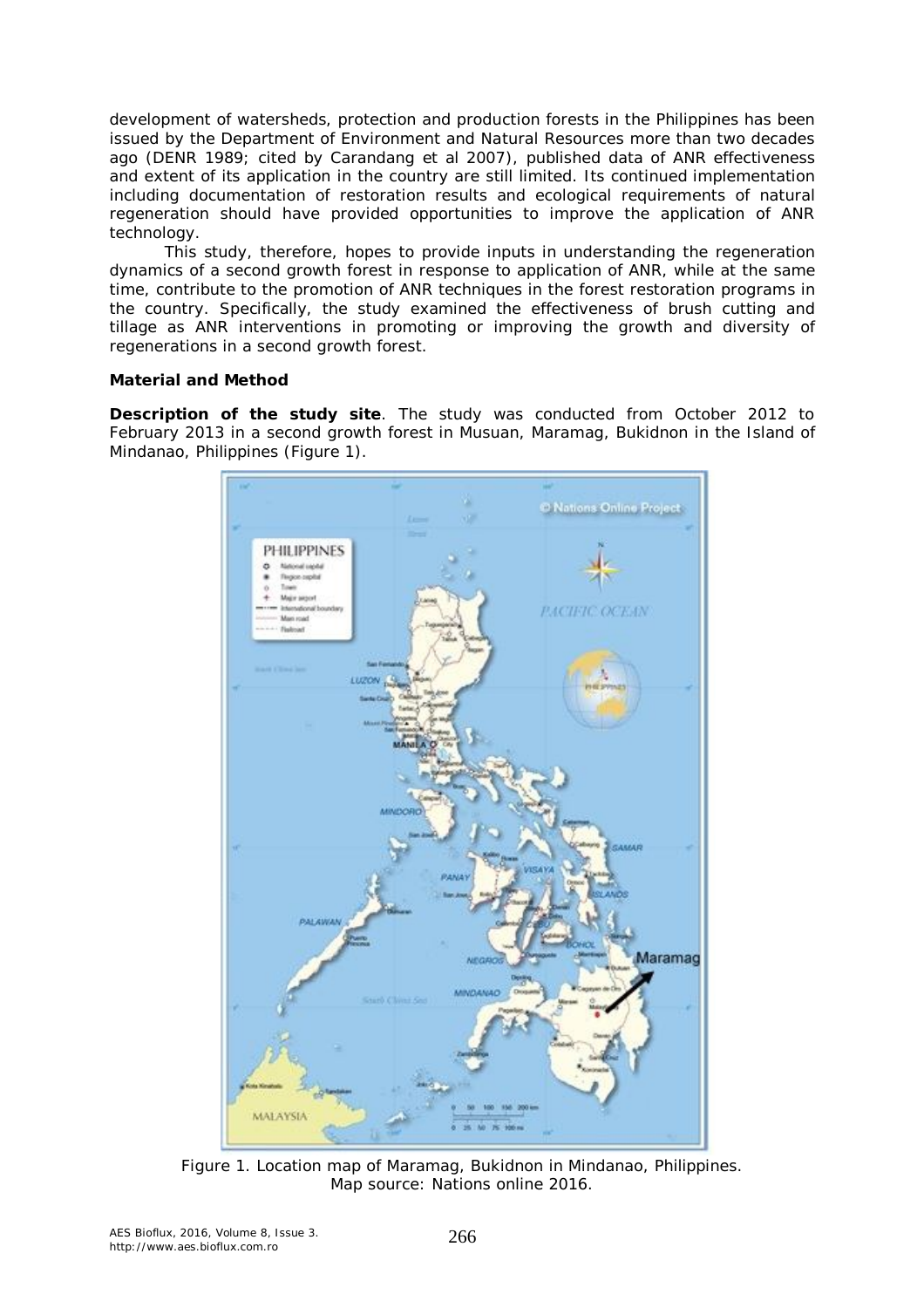development of watersheds, protection and production forests in the Philippines has been issued by the Department of Environment and Natural Resources more than two decades ago (DENR 1989; cited by Carandang et al 2007), published data of ANR effectiveness and extent of its application in the country are still limited. Its continued implementation including documentation of restoration results and ecological requirements of natural regeneration should have provided opportunities to improve the application of ANR technology.

This study, therefore, hopes to provide inputs in understanding the regeneration dynamics of a second growth forest in response to application of ANR, while at the same time, contribute to the promotion of ANR techniques in the forest restoration programs in the country. Specifically, the study examined the effectiveness of brush cutting and tillage as ANR interventions in promoting or improving the growth and diversity of regenerations in a second growth forest.

## Material and Method

**Description of the study site**. The study was conducted from October 2012 to February 2013 in a second growth forest in Musuan, Maramag, Bukidnon in the Island of Mindanao, Philippines (Figure 1).

Figure 1. Location map of Maramag, Bukidnon in Mindanao, Philippines. Map source: Nations online 2016.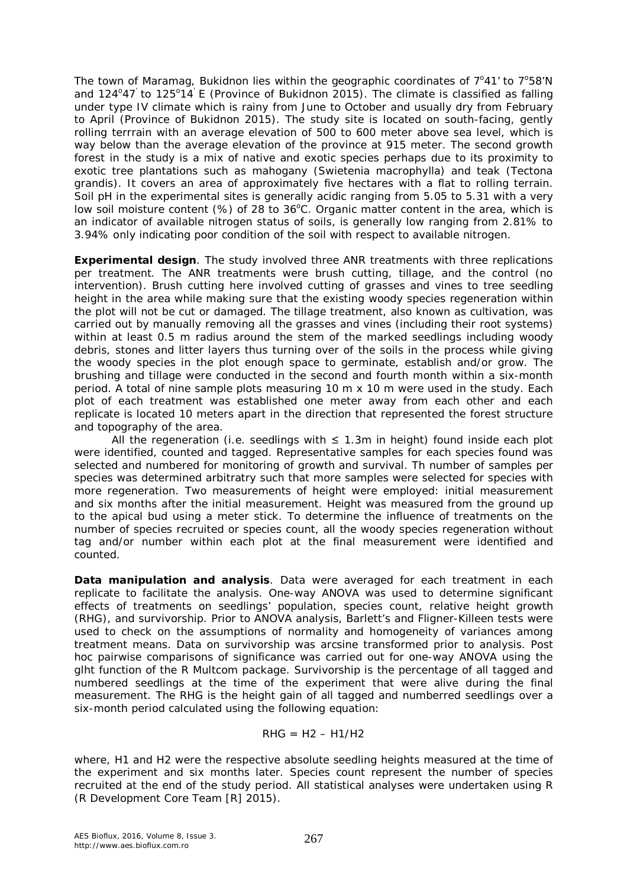The town of Maramag, Bukidnon lies within the geographic coordinates of 7°41' to 7°58'N and 124°47' to 125°14' E (Province of Bukidnon 2015). The climate is classified as falling under type IV climate which is rainy from June to October and usually dry from February to April (Province of Bukidnon 2015). The study site is located on south-facing, gently rolling terrrain with an average elevation of 500 to 600 meter above sea level, which is way below than the average elevation of the province at 915 meter. The second growth forest in the study is a mix of native and exotic species perhaps due to its proximity to exotic tree plantations such as mahogany (*Swietenia macrophylla*) and teak (*Tectona grandis*). It covers an area of approximately five hectares with a flat to rolling terrain. Soil pH in the experimental sites is generally acidic ranging from 5.05 to 5.31 with a very low soil moisture content (%) of 28 to 36°C. Organic matter content in the area, which is an indicator of available nitrogen status of soils, is generally low ranging from 2.81% to 3.94% only indicating poor condition of the soil with respect to available nitrogen.

**Experimental design**. The study involved three ANR treatments with three replications per treatment. The ANR treatments were brush cutting, tillage, and the control (no intervention). Brush cutting here involved cutting of grasses and vines to tree seedling height in the area while making sure that the existing woody species regeneration within the plot will not be cut or damaged. The tillage treatment, also known as cultivation, was carried out by manually removing all the grasses and vines (including their root systems) within at least 0.5 m radius around the stem of the marked seedlings including woody debris, stones and litter layers thus turning over of the soils in the process while giving the woody species in the plot enough space to germinate, establish and/or grow. The brushing and tillage were conducted in the second and fourth month within a six-month period. A total of nine sample plots measuring 10 m x 10 m were used in the study. Each plot of each treatment was established one meter away from each other and each replicate is located 10 meters apart in the direction that represented the forest structure and topography of the area.

All the regeneration (i.e. seedlings with ≤ 1.3m in height) found inside each plot were identified, counted and tagged. Representative samples for each species found was selected and numbered for monitoring of growth and survival. Th number of samples per species was determined arbitratry such that more samples were selected for species with more regeneration. Two measurements of height were employed: initial measurement and six months after the initial measurement. Height was measured from the ground up to the apical bud using a meter stick. To determine the influence of treatments on the number of species recruited or species count, all the woody species regeneration without tag and/or number within each plot at the final measurement were identified and counted.

**Data manipulation and analysis**. Data were averaged for each treatment in each replicate to facilitate the analysis. One-way ANOVA was used to determine significant effects of treatments on seedlings' population, species count, relative height growth (RHG), and survivorship. Prior to ANOVA analysis, Barlett's and Fligner-Killeen tests were used to check on the assumptions of normality and homogeneity of variances among treatment means. Data on survivorship was arcsine transformed prior to analysis. Post hoc pairwise comparisons of significance was carried out for one-way ANOVA using the glht function of the R Multcom package. Survivorship is the percentage of all tagged and numbered seedlings at the time of the experiment that were alive during the final measurement. The RHG is the height gain of all tagged and numberred seedlings over a six-month period calculated using the following equation:

$$RHG = H2 - H1/H2$$

where, H1 and H2 were the respective absolute seedling heights measured at the time of the experiment and six months later. Species count represent the number of species recruited at the end of the study period. All statistical analyses were undertaken using R (R Development Core Team [R] 2015).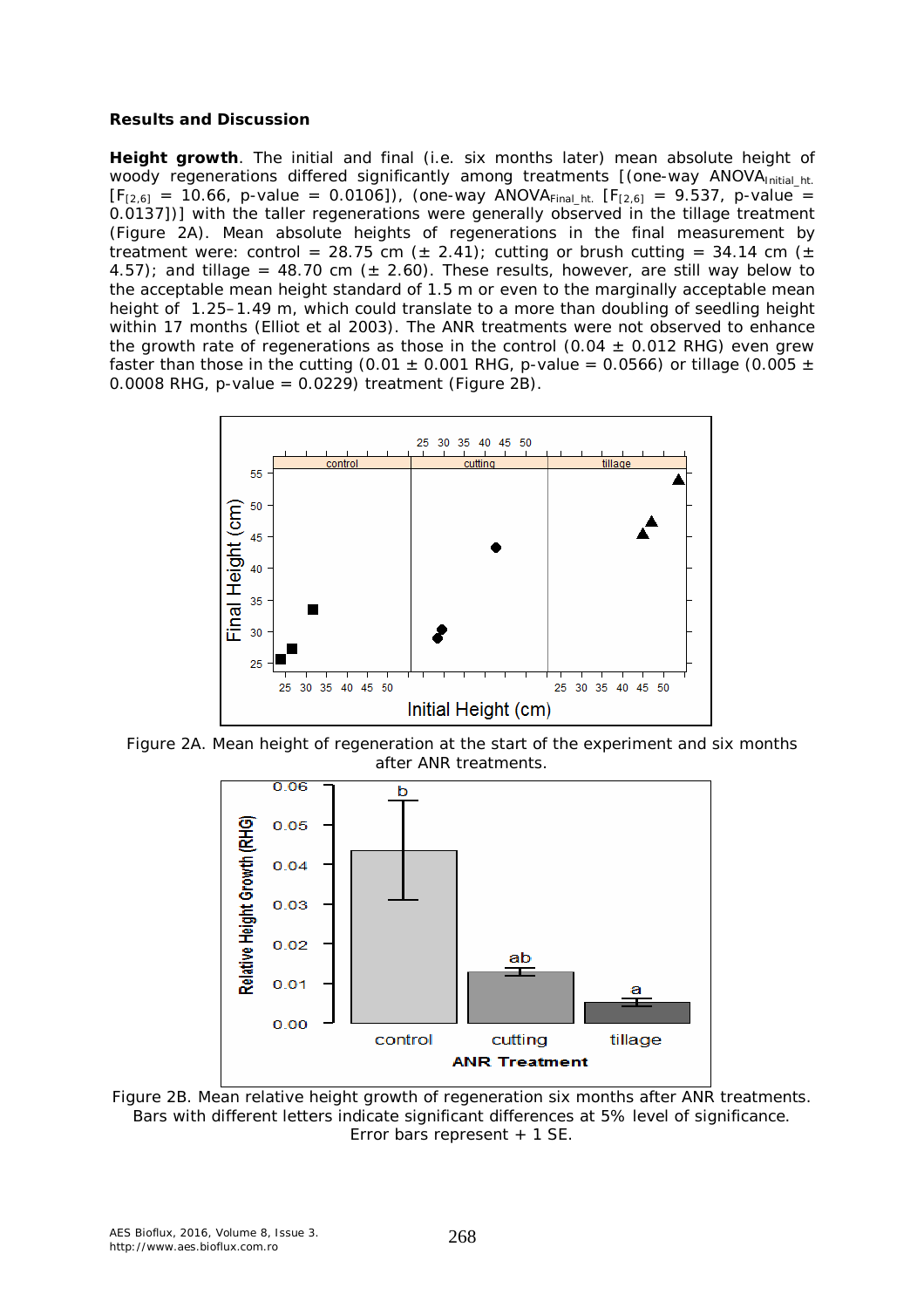**Results and Discussion**

**Height growth**. The initial and final (i.e. six months later) mean absolute height of woody regenerations differed significantly among treatments [(one-way ANOVA$_{Initial\_ht.}$ [$F_{[2,6]}$ = 10.66, p-value = 0.0106]), (one-way ANOVA$_{Final\_ht.}$ [$F_{[2,6]}$ = 9.537, p-value = 0.0137])] with the taller regenerations were generally observed in the tillage treatment (Figure 2A). Mean absolute heights of regenerations in the final measurement by treatment were: control = 28.75 cm (± 2.41); cutting or brush cutting = 34.14 cm (± 4.57); and tillage = 48.70 cm (± 2.60). These results, however, are still way below to the acceptable mean height standard of 1.5 m or even to the marginally acceptable mean height of 1.25–1.49 m, which could translate to a more than doubling of seedling height within 17 months (Elliot et al 2003). The ANR treatments were not observed to enhance the growth rate of regenerations as those in the control (0.04 ± 0.012 RHG) even grew faster than those in the cutting (0.01 ± 0.001 RHG, p-value = 0.0566) or tillage (0.005 ± 0.0008 RHG, p-value = 0.0229) treatment (Figure 2B).

Figure 2A. Mean height of regeneration at the start of the experiment and six months after ANR treatments.

Figure 2B. Mean relative height growth of regeneration six months after ANR treatments. Bars with different letters indicate significant differences at 5% level of significance. Error bars represent + 1 SE.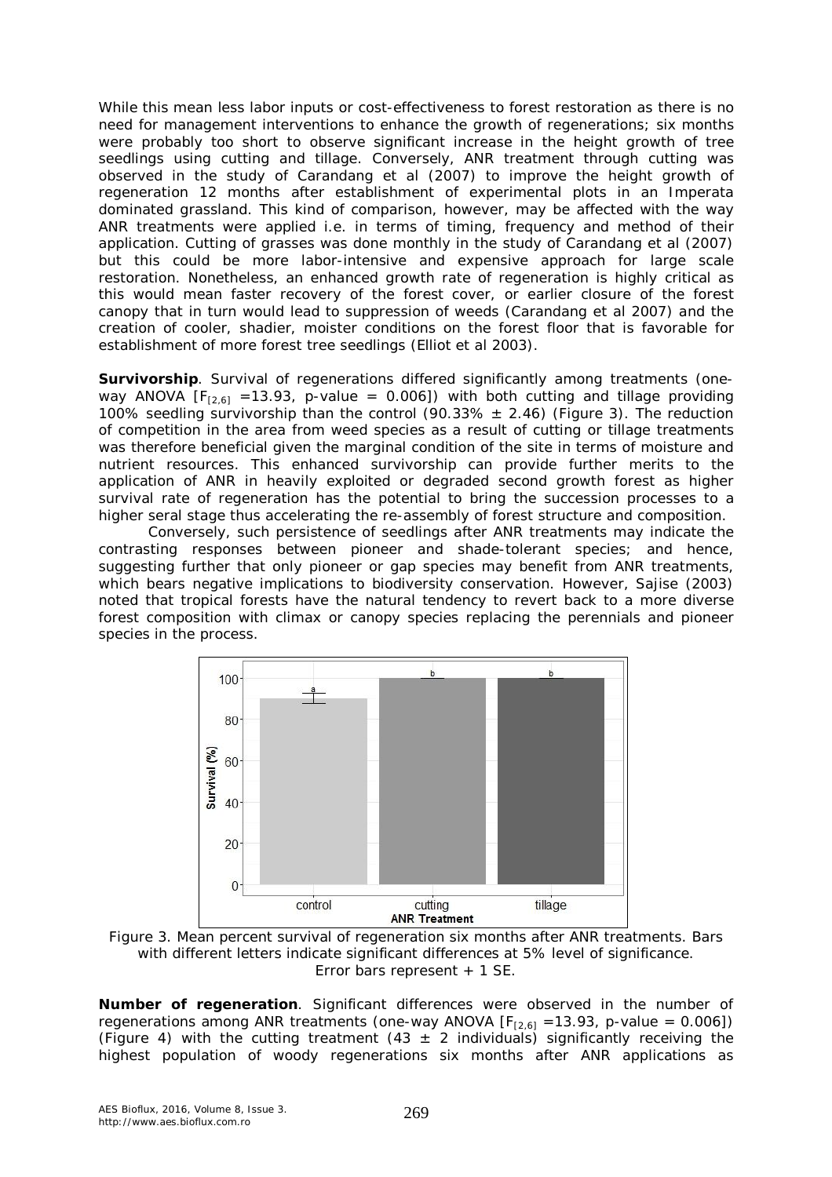While this mean less labor inputs or cost-effectiveness to forest restoration as there is no need for management interventions to enhance the growth of regenerations; six months were probably too short to observe significant increase in the height growth of tree seedlings using cutting and tillage. Conversely, ANR treatment through cutting was observed in the study of Carandang et al (2007) to improve the height growth of regeneration 12 months after establishment of experimental plots in an *Imperata* dominated grassland. This kind of comparison, however, may be affected with the way ANR treatments were applied i.e. in terms of timing, frequency and method of their application. Cutting of grasses was done monthly in the study of Carandang et al (2007) but this could be more labor-intensive and expensive approach for large scale restoration. Nonetheless, an enhanced growth rate of regeneration is highly critical as this would mean faster recovery of the forest cover, or earlier closure of the forest canopy that in turn would lead to suppression of weeds (Carandang et al 2007) and the creation of cooler, shadier, moister conditions on the forest floor that is favorable for establishment of more forest tree seedlings (Elliot et al 2003).

**Survivorship**. Survival of regenerations differed significantly among treatments (one-way ANOVA [$F_{[2,6]}$ =13.93, p-value = 0.006]) with both cutting and tillage providing 100% seedling survivorship than the control (90.33% ± 2.46) (Figure 3). The reduction of competition in the area from weed species as a result of cutting or tillage treatments was therefore beneficial given the marginal condition of the site in terms of moisture and nutrient resources. This enhanced survivorship can provide further merits to the application of ANR in heavily exploited or degraded second growth forest as higher survival rate of regeneration has the potential to bring the succession processes to a higher seral stage thus accelerating the re-assembly of forest structure and composition.

Conversely, such persistence of seedlings after ANR treatments may indicate the contrasting responses between pioneer and shade-tolerant species; and hence, suggesting further that only pioneer or gap species may benefit from ANR treatments, which bears negative implications to biodiversity conservation. However, Sajise (2003) noted that tropical forests have the natural tendency to revert back to a more diverse forest composition with climax or canopy species replacing the perennials and pioneer species in the process.

Figure 3. Mean percent survival of regeneration six months after ANR treatments. Bars with different letters indicate significant differences at 5% level of significance. Error bars represent + 1 SE.

**Number of regeneration**. Significant differences were observed in the number of regenerations among ANR treatments (one-way ANOVA [$F_{[2,6]}$ =13.93, p-value = 0.006]) (Figure 4) with the cutting treatment (43 ± 2 individuals) significantly receiving the highest population of woody regenerations six months after ANR applications as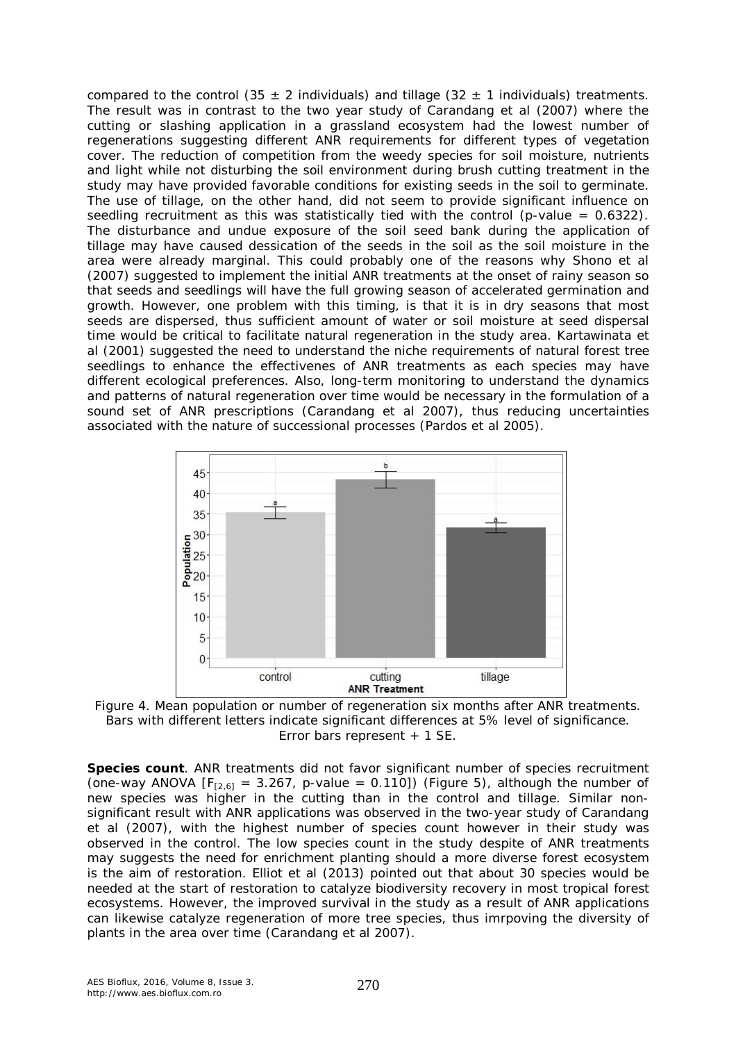compared to the control (35 ± 2 individuals) and tillage (32 ± 1 individuals) treatments. The result was in contrast to the two year study of Carandang et al (2007) where the cutting or slashing application in a grassland ecosystem had the lowest number of regenerations suggesting different ANR requirements for different types of vegetation cover. The reduction of competition from the weedy species for soil moisture, nutrients and light while not disturbing the soil environment during brush cutting treatment in the study may have provided favorable conditions for existing seeds in the soil to germinate. The use of tillage, on the other hand, did not seem to provide significant influence on seedling recruitment as this was statistically tied with the control (p-value = 0.6322). The disturbance and undue exposure of the soil seed bank during the application of tillage may have caused dessication of the seeds in the soil as the soil moisture in the area were already marginal. This could probably one of the reasons why Shono et al (2007) suggested to implement the initial ANR treatments at the onset of rainy season so that seeds and seedlings will have the full growing season of accelerated germination and growth. However, one problem with this timing, is that it is in dry seasons that most seeds are dispersed, thus sufficient amount of water or soil moisture at seed dispersal time would be critical to facilitate natural regeneration in the study area. Kartawinata et al (2001) suggested the need to understand the niche requirements of natural forest tree seedlings to enhance the effectivenes of ANR treatments as each species may have different ecological preferences. Also, long-term monitoring to understand the dynamics and patterns of natural regeneration over time would be necessary in the formulation of a sound set of ANR prescriptions (Carandang et al 2007), thus reducing uncertainties associated with the nature of successional processes (Pardos et al 2005).

Figure 4. Mean population or number of regeneration six months after ANR treatments. Bars with different letters indicate significant differences at 5% level of significance. Error bars represent + 1 SE.

**Species count**. ANR treatments did not favor significant number of species recruitment (one-way ANOVA [$F_{[2,6]} = 3.267$, p-value = 0.110]) (Figure 5), although the number of new species was higher in the cutting than in the control and tillage. Similar non-significant result with ANR applications was observed in the two-year study of Carandang et al (2007), with the highest number of species count however in their study was observed in the control. The low species count in the study despite of ANR treatments may suggests the need for enrichment planting should a more diverse forest ecosystem is the aim of restoration. Elliot et al (2013) pointed out that about 30 species would be needed at the start of restoration to catalyze biodiversity recovery in most tropical forest ecosystems. However, the improved survival in the study as a result of ANR applications can likewise catalyze regeneration of more tree species, thus imrpoving the diversity of plants in the area over time (Carandang et al 2007).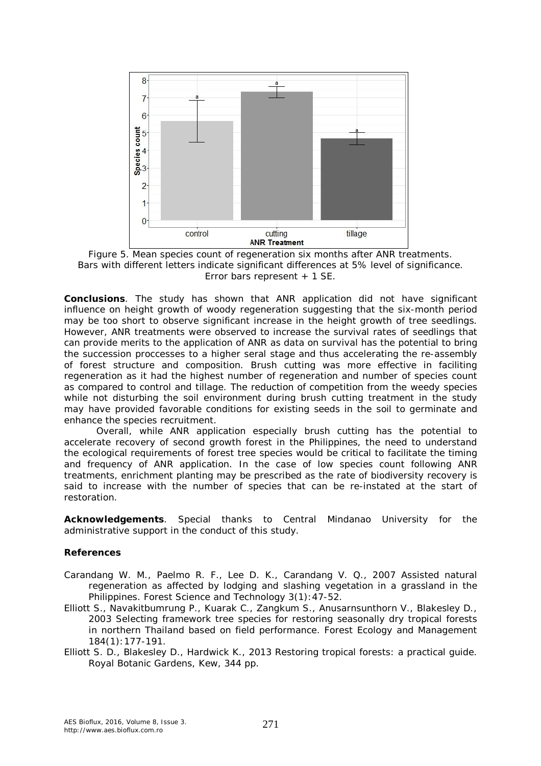Figure 5. Mean species count of regeneration six months after ANR treatments. Bars with different letters indicate significant differences at 5% level of significance. Error bars represent + 1 SE.

**Conclusions**. The study has shown that ANR application did not have significant influence on height growth of woody regeneration suggesting that the six-month period may be too short to observe significant increase in the height growth of tree seedlings. However, ANR treatments were observed to increase the survival rates of seedlings that can provide merits to the application of ANR as data on survival has the potential to bring the succession proccesses to a higher seral stage and thus accelerating the re-assembly of forest structure and composition. Brush cutting was more effective in faciliting regeneration as it had the highest number of regeneration and number of species count as compared to control and tillage. The reduction of competition from the weedy species while not disturbing the soil environment during brush cutting treatment in the study may have provided favorable conditions for existing seeds in the soil to germinate and enhance the species recruitment.

Overall, while ANR application especially brush cutting has the potential to accelerate recovery of second growth forest in the Philippines, the need to understand the ecological requirements of forest tree species would be critical to facilitate the timing and frequency of ANR application. In the case of low species count following ANR treatments, enrichment planting may be prescribed as the rate of biodiversity recovery is said to increase with the number of species that can be re-instated at the start of restoration.

**Acknowledgements**. Special thanks to Central Mindanao University for the administrative support in the conduct of this study.

### References

Carandang W. M., Paelmo R. F., Lee D. K., Carandang V. Q., 2007 Assisted natural regeneration as affected by lodging and slashing vegetation in a grassland in the Philippines. Forest Science and Technology 3(1):47-52.

Elliott S., Navakitbumrung P., Kuarak C., Zangkum S., Anusarnsunthorn V., Blakesley D., 2003 Selecting framework tree species for restoring seasonally dry tropical forests in northern Thailand based on field performance. Forest Ecology and Management 184(1):177-191.

Elliott S. D., Blakesley D., Hardwick K., 2013 Restoring tropical forests: a practical guide. Royal Botanic Gardens, Kew, 344 pp.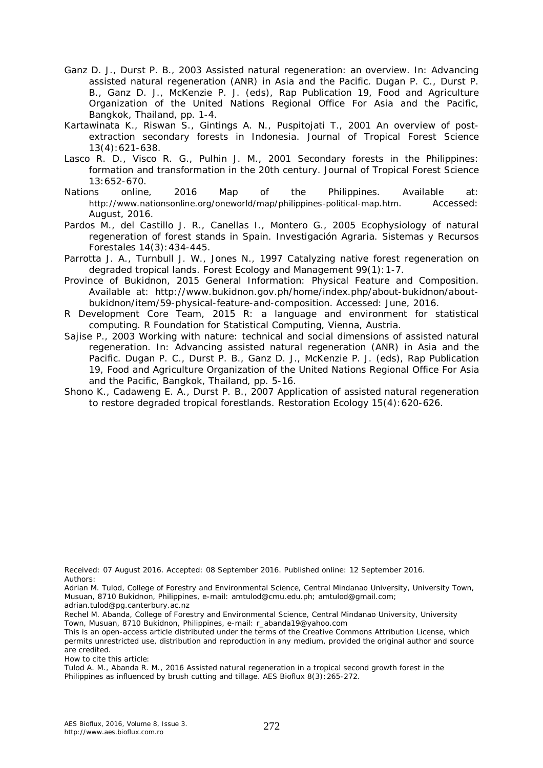Ganz D. J., Durst P. B., 2003 Assisted natural regeneration: an overview. In: Advancing assisted natural regeneration (ANR) in Asia and the Pacific. Dugan P. C., Durst P. B., Ganz D. J., McKenzie P. J. (eds), Rap Publication 19, Food and Agriculture Organization of the United Nations Regional Office For Asia and the Pacific, Bangkok, Thailand, pp. 1-4.

Kartawinata K., Riswan S., Gintings A. N., Puspitojati T., 2001 An overview of post-extraction secondary forests in Indonesia. Journal of Tropical Forest Science 13(4):621-638.

Lasco R. D., Visco R. G., Pulhin J. M., 2001 Secondary forests in the Philippines: formation and transformation in the 20th century. Journal of Tropical Forest Science 13:652-670.

Nations online, 2016 Map of the Philippines. Available at: http://www.nationsonline.org/oneworld/map/philippines-political-map.htm. Accessed: August, 2016.

Pardos M., del Castillo J. R., Canellas I., Montero G., 2005 Ecophysiology of natural regeneration of forest stands in Spain. Investigación Agraria. Sistemas y Recursos Forestales 14(3):434-445.

Parrotta J. A., Turnbull J. W., Jones N., 1997 Catalyzing native forest regeneration on degraded tropical lands. Forest Ecology and Management 99(1):1-7.

Province of Bukidnon, 2015 General Information: Physical Feature and Composition. Available at: http://www.bukidnon.gov.ph/home/index.php/about-bukidnon/about-bukidnon/item/59-physical-feature-and-composition. Accessed: June, 2016.

R Development Core Team, 2015 R: a language and environment for statistical computing. R Foundation for Statistical Computing, Vienna, Austria.

Sajise P., 2003 Working with nature: technical and social dimensions of assisted natural regeneration. In: Advancing assisted natural regeneration (ANR) in Asia and the Pacific. Dugan P. C., Durst P. B., Ganz D. J., McKenzie P. J. (eds), Rap Publication 19, Food and Agriculture Organization of the United Nations Regional Office For Asia and the Pacific, Bangkok, Thailand, pp. 5-16.

Shono K., Cadaweng E. A., Durst P. B., 2007 Application of assisted natural regeneration to restore degraded tropical forestlands. Restoration Ecology 15(4):620-626.

Received: 07 August 2016. Accepted: 08 September 2016. Published online: 12 September 2016.
Authors:
Adrian M. Tulod, College of Forestry and Environmental Science, Central Mindanao University, University Town, Musuan, 8710 Bukidnon, Philippines, e-mail: amtulod@cmu.edu.ph; amtulod@gmail.com; adrian.tulod@pg.canterbury.ac.nz
Rechel M. Abanda, College of Forestry and Environmental Science, Central Mindanao University, University Town, Musuan, 8710 Bukidnon, Philippines, e-mail: r_abanda19@yahoo.com
This is an open-access article distributed under the terms of the Creative Commons Attribution License, which permits unrestricted use, distribution and reproduction in any medium, provided the original author and source are credited.
How to cite this article:
Tulod A. M., Abanda R. M., 2016 Assisted natural regeneration in a tropical second growth forest in the Philippines as influenced by brush cutting and tillage. AES Bioflux 8(3):265-272.